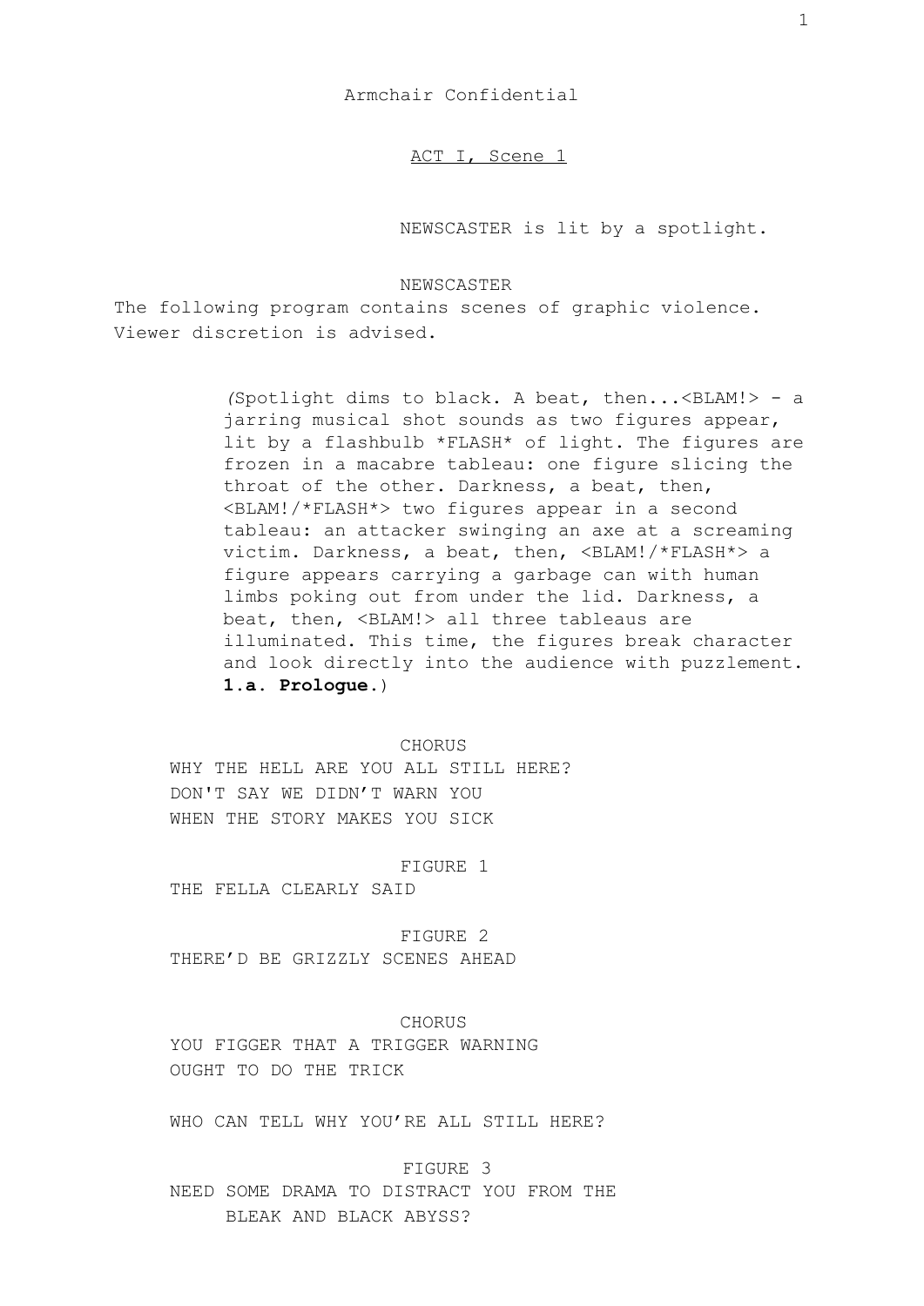# Armchair Confidential

## ACT I, Scene 1

NEWSCASTER is lit by a spotlight.

NEWSCASTER

The following program contains scenes of graphic violence. Viewer discretion is advised.

*(Spotlight dims to black. A beat, then...<BLAM!> - a jarring musical shot sounds as two figures appear, lit by a flashbulb *FLASH* of light. The figures are frozen in a macabre tableau: one figure slicing the throat of the other. Darkness, a beat, then, <BLAM!/*FLASH*> two figures appear in a second tableau: an attacker swinging an axe at a screaming victim. Darkness, a beat, then, <BLAM!/*FLASH*> a figure appears carrying a garbage can with human limbs poking out from under the lid. Darkness, a beat, then, <BLAM!> all three tableaus are illuminated. This time, the figures break character and look directly into the audience with puzzlement.* **1.a. Prologue.**)

CHORUS

WHY THE HELL ARE YOU ALL STILL HERE?
DON'T SAY WE DIDN'T WARN YOU
WHEN THE STORY MAKES YOU SICK

FIGURE 1

THE FELLA CLEARLY SAID

FIGURE 2

THERE'D BE GRIZZLY SCENES AHEAD

CHORUS

YOU FIGGER THAT A TRIGGER WARNING
OUGHT TO DO THE TRICK

WHO CAN TELL WHY YOU'RE ALL STILL HERE?

FIGURE 3

NEED SOME DRAMA TO DISTRACT YOU FROM THE
BLEAK AND BLACK ABYSS?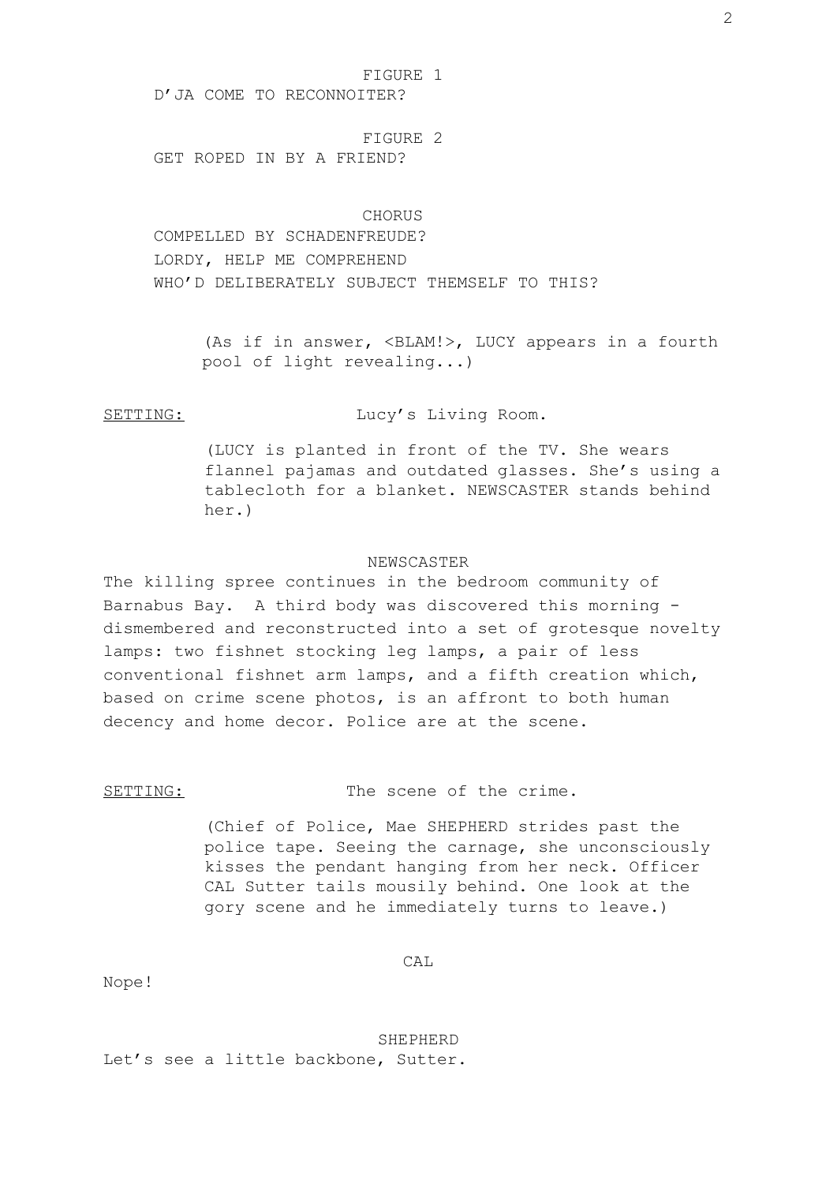FIGURE 1
D'JA COME TO RECONNOITER?

FIGURE 2
GET ROPED IN BY A FRIEND?

CHORUS
COMPELLED BY SCHADENFREUDE?
LORDY, HELP ME COMPREHEND
WHO'D DELIBERATELY SUBJECT THEMSELF TO THIS?

(As if in answer, <BLAM!>, LUCY appears in a fourth pool of light revealing...)

<u>SETTING:</u> Lucy's Living Room.

(LUCY is planted in front of the TV. She wears flannel pajamas and outdated glasses. She's using a tablecloth for a blanket. NEWSCASTER stands behind her.)

NEWSCASTER
The killing spree continues in the bedroom community of Barnabus Bay. A third body was discovered this morning - dismembered and reconstructed into a set of grotesque novelty lamps: two fishnet stocking leg lamps, a pair of less conventional fishnet arm lamps, and a fifth creation which, based on crime scene photos, is an affront to both human decency and home decor. Police are at the scene.

<u>SETTING:</u> The scene of the crime.

(Chief of Police, Mae SHEPHERD strides past the police tape. Seeing the carnage, she unconsciously kisses the pendant hanging from her neck. Officer CAL Sutter tails mousily behind. One look at the gory scene and he immediately turns to leave.)

CAL
Nope!

SHEPHERD
Let's see a little backbone, Sutter.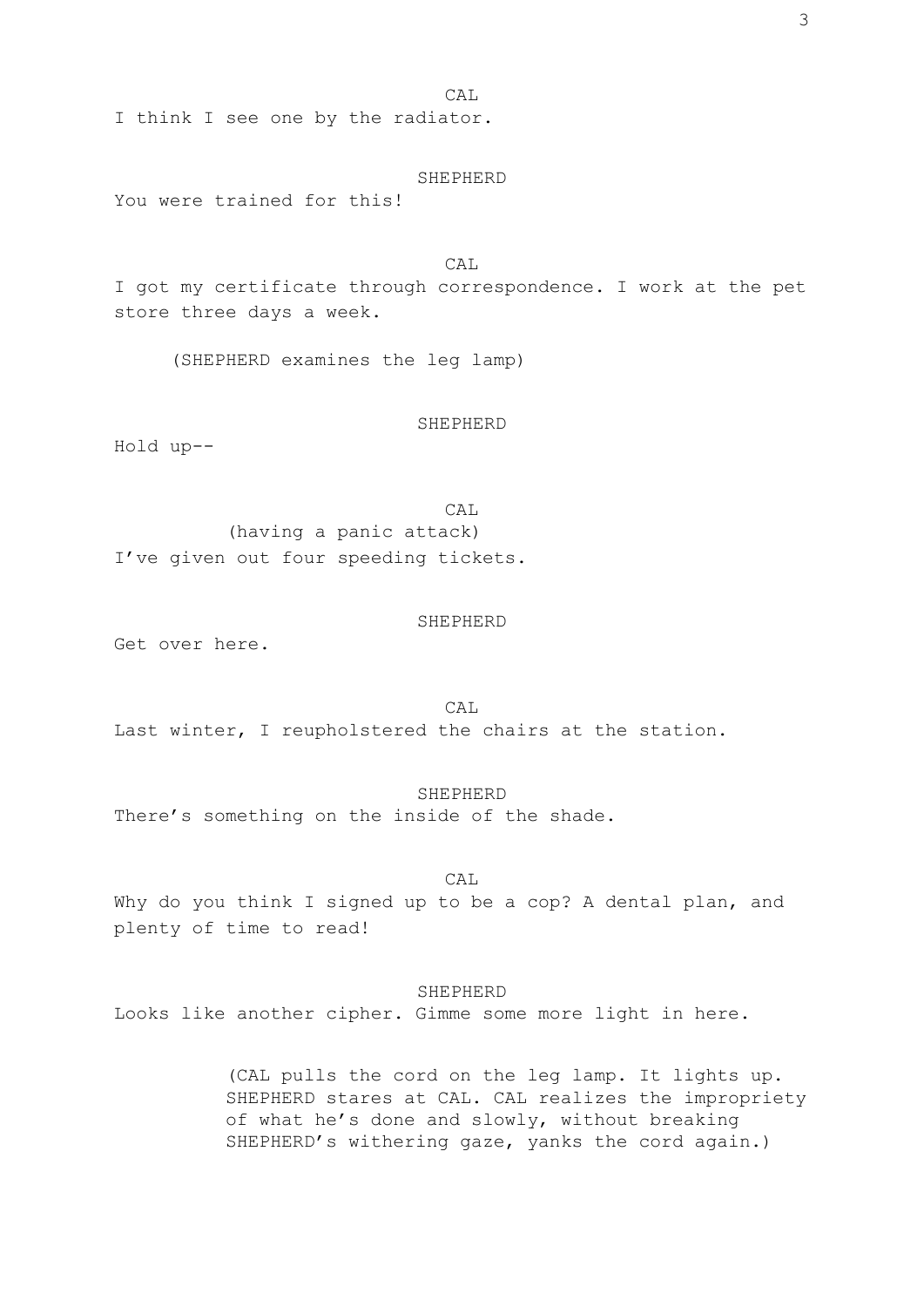CAL

I think I see one by the radiator.

SHEPHERD

You were trained for this!

CAL

I got my certificate through correspondence. I work at the pet store three days a week.

(SHEPHERD examines the leg lamp)

SHEPHERD

Hold up--

CAL

(having a panic attack)

I've given out four speeding tickets.

SHEPHERD

Get over here.

CAL

Last winter, I reupholstered the chairs at the station.

SHEPHERD

There's something on the inside of the shade.

CAL

Why do you think I signed up to be a cop? A dental plan, and plenty of time to read!

SHEPHERD

Looks like another cipher. Gimme some more light in here.

(CAL pulls the cord on the leg lamp. It lights up. SHEPHERD stares at CAL. CAL realizes the impropriety of what he's done and slowly, without breaking SHEPHERD's withering gaze, yanks the cord again.)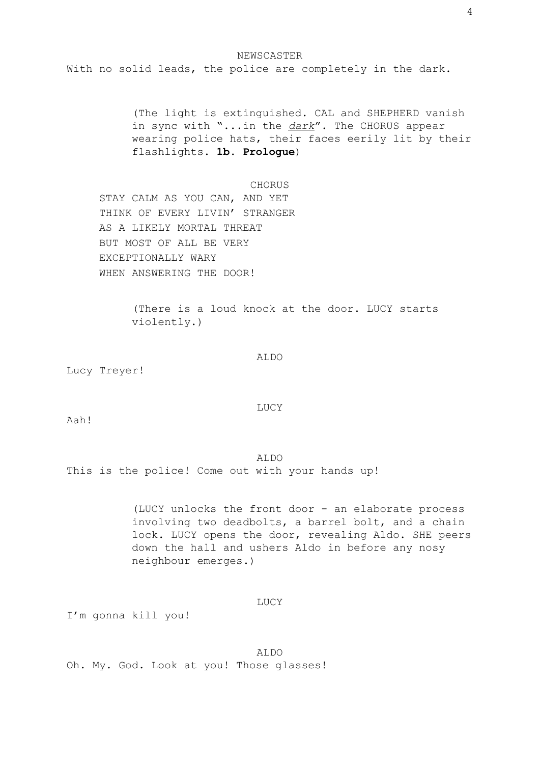NEWSCASTER

With no solid leads, the police are completely in the dark.

(The light is extinguished. CAL and SHEPHERD vanish in sync with "...in the *dark*". The CHORUS appear wearing police hats, their faces eerily lit by their flashlights. **1b. Prologue**)

CHORUS

STAY CALM AS YOU CAN, AND YET
THINK OF EVERY LIVIN' STRANGER
AS A LIKELY MORTAL THREAT
BUT MOST OF ALL BE VERY
EXCEPTIONALLY WARY
WHEN ANSWERING THE DOOR!

(There is a loud knock at the door. LUCY starts violently.)

ALDO

Lucy Treyer!

LUCY

Aah!

ALDO

This is the police! Come out with your hands up!

(LUCY unlocks the front door - an elaborate process involving two deadbolts, a barrel bolt, and a chain lock. LUCY opens the door, revealing Aldo. SHE peers down the hall and ushers Aldo in before any nosy neighbour emerges.)

LUCY

I'm gonna kill you!

ALDO

Oh. My. God. Look at you! Those glasses!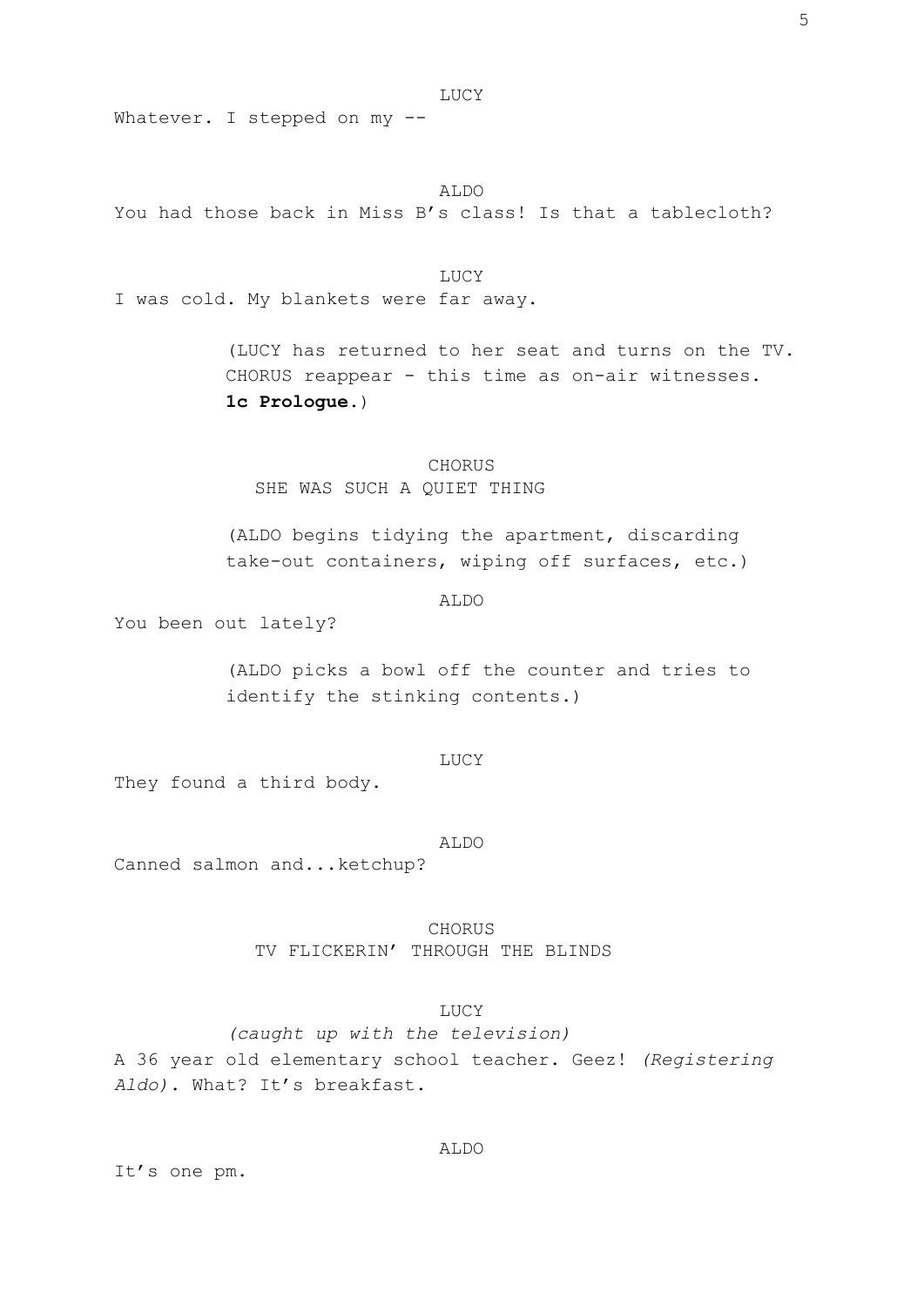LUCY

Whatever. I stepped on my --

ALDO

You had those back in Miss B's class! Is that a tablecloth?

LUCY

I was cold. My blankets were far away.

(LUCY has returned to her seat and turns on the TV. CHORUS reappear - this time as on-air witnesses. **1c Prologue**.)

CHORUS

SHE WAS SUCH A QUIET THING

(ALDO begins tidying the apartment, discarding take-out containers, wiping off surfaces, etc.)

ALDO

You been out lately?

(ALDO picks a bowl off the counter and tries to identify the stinking contents.)

LUCY

They found a third body.

ALDO

Canned salmon and...ketchup?

CHORUS

TV FLICKERIN' THROUGH THE BLINDS

LUCY

*(caught up with the television)*

A 36 year old elementary school teacher. Geez! *(Registering Aldo)*. What? It's breakfast.

ALDO

It's one pm.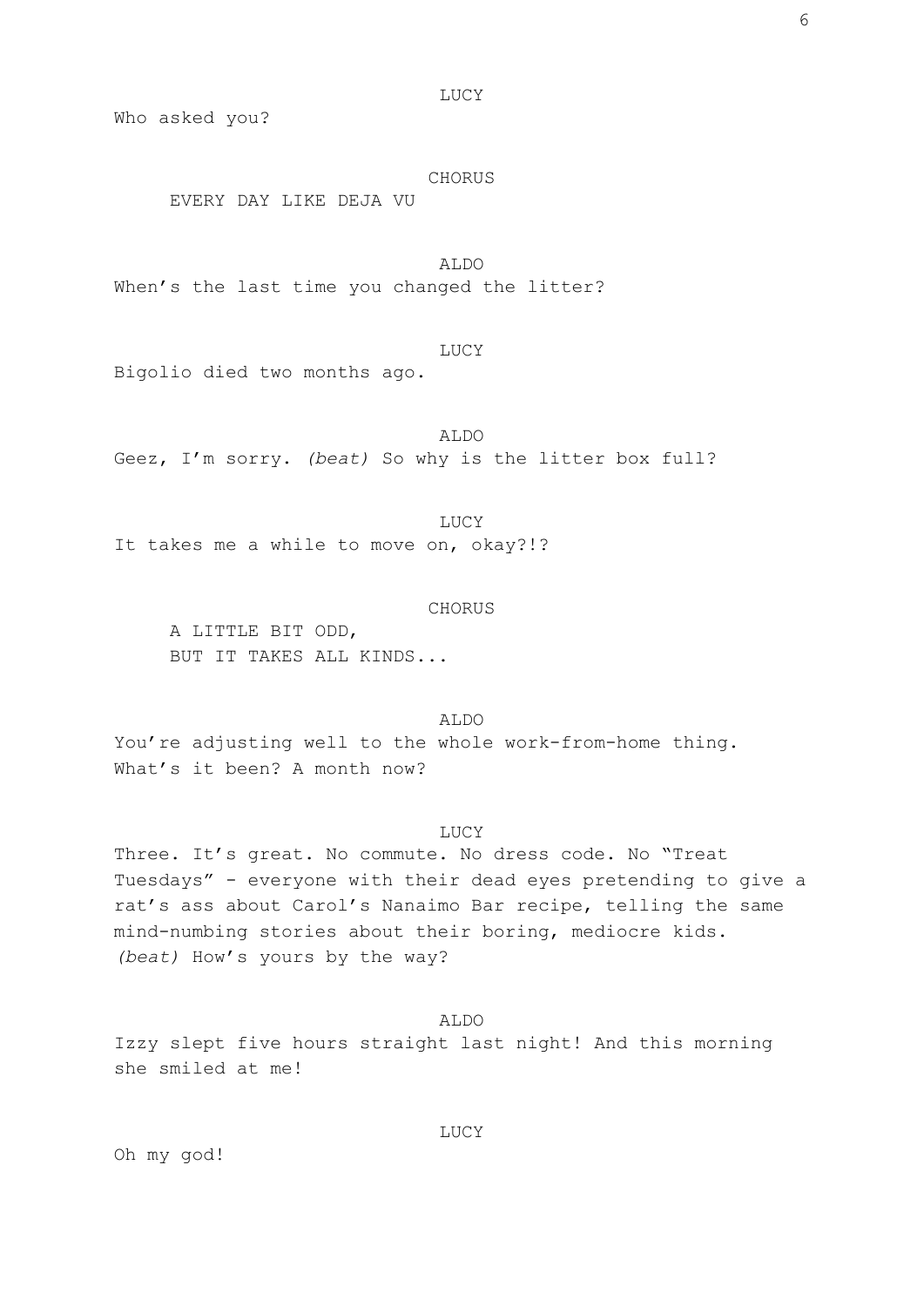LUCY

Who asked you?

CHORUS

EVERY DAY LIKE DEJA VU

ALDO

When's the last time you changed the litter?

LUCY

Bigolio died two months ago.

ALDO

Geez, I'm sorry. *(beat)* So why is the litter box full?

LUCY

It takes me a while to move on, okay?!?

CHORUS

A LITTLE BIT ODD,
BUT IT TAKES ALL KINDS...

ALDO

You're adjusting well to the whole work-from-home thing. What's it been? A month now?

LUCY

Three. It's great. No commute. No dress code. No "Treat Tuesdays" - everyone with their dead eyes pretending to give a rat's ass about Carol's Nanaimo Bar recipe, telling the same mind-numbing stories about their boring, mediocre kids. *(beat)* How's yours by the way?

ALDO

Izzy slept five hours straight last night! And this morning she smiled at me!

LUCY

Oh my god!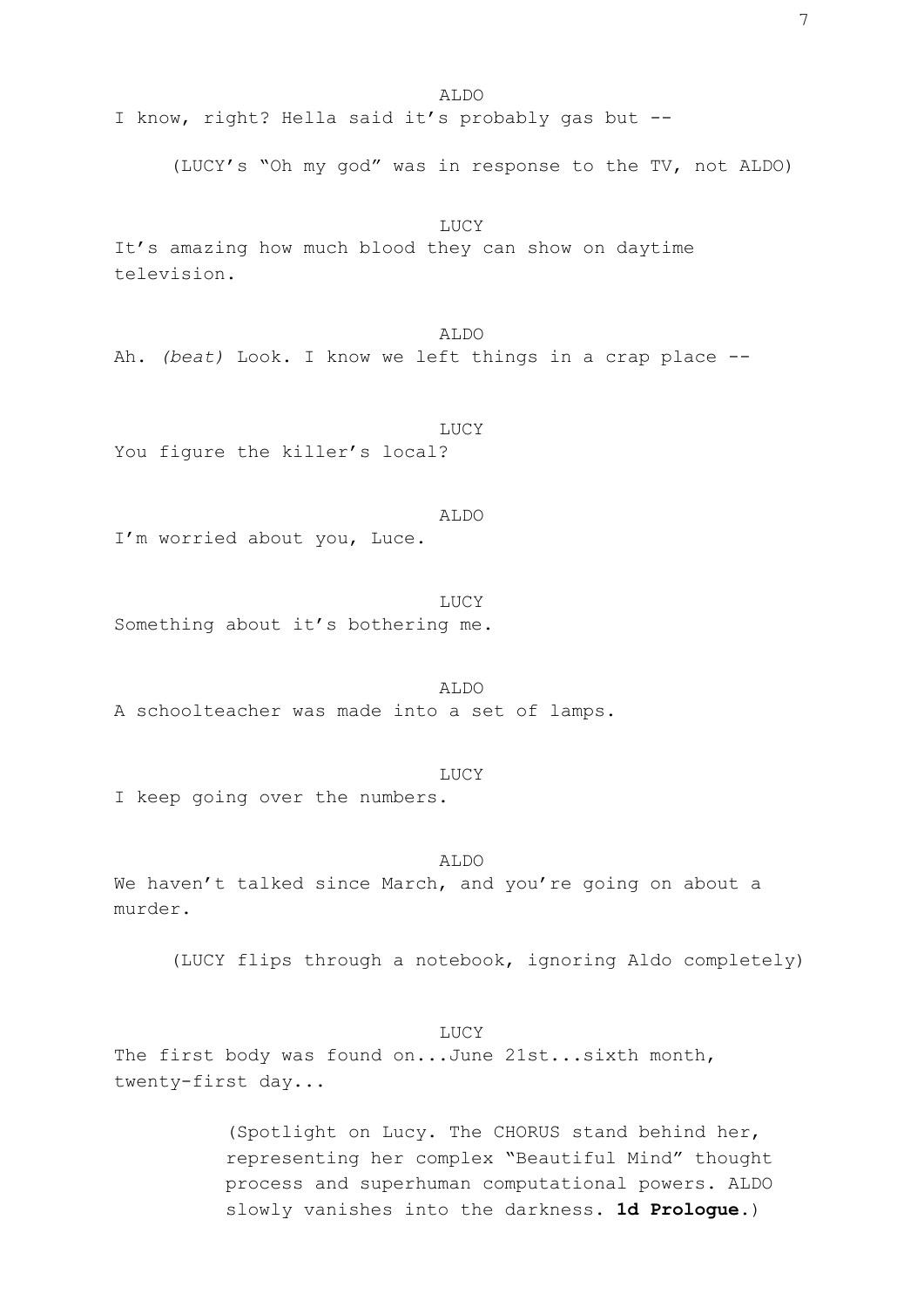ALDO

I know, right? Hella said it's probably gas but --

(LUCY's "Oh my god" was in response to the TV, not ALDO)

LUCY

It's amazing how much blood they can show on daytime television.

ALDO

Ah. *(beat)* Look. I know we left things in a crap place --

LUCY

You figure the killer's local?

ALDO

I'm worried about you, Luce.

LUCY

Something about it's bothering me.

ALDO

A schoolteacher was made into a set of lamps.

LUCY

I keep going over the numbers.

ALDO

We haven't talked since March, and you're going on about a murder.

(LUCY flips through a notebook, ignoring Aldo completely)

LUCY

The first body was found on...June 21st...sixth month, twenty-first day...

(Spotlight on Lucy. The CHORUS stand behind her, representing her complex "Beautiful Mind" thought process and superhuman computational powers. ALDO slowly vanishes into the darkness. **1d Prologue.**)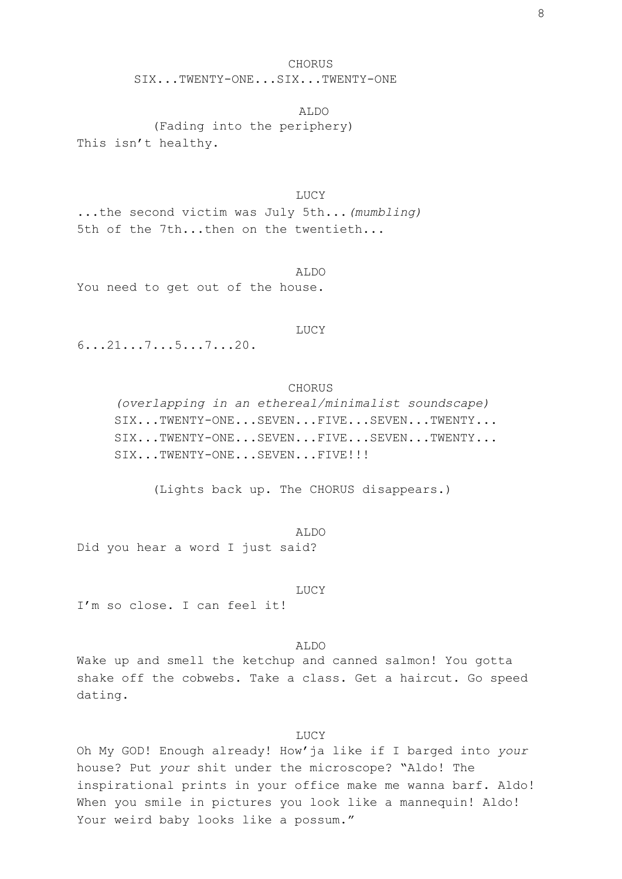CHORUS

SIX...TWENTY-ONE...SIX...TWENTY-ONE

ALDO

(Fading into the periphery)

This isn't healthy.

LUCY

...the second victim was July 5th...*(mumbling)* 5th of the 7th...then on the twentieth...

ALDO

You need to get out of the house.

LUCY

6...21...7...5...7...20.

CHORUS

*(overlapping in an ethereal/minimalist soundscape)*

SIX...TWENTY-ONE...SEVEN...FIVE...SEVEN...TWENTY...
SIX...TWENTY-ONE...SEVEN...FIVE...SEVEN...TWENTY...
SIX...TWENTY-ONE...SEVEN...FIVE!!!

(Lights back up. The CHORUS disappears.)

ALDO

Did you hear a word I just said?

LUCY

I'm so close. I can feel it!

ALDO

Wake up and smell the ketchup and canned salmon! You gotta shake off the cobwebs. Take a class. Get a haircut. Go speed dating.

LUCY

Oh My GOD! Enough already! How'ja like if I barged into *your* house? Put *your* shit under the microscope? "Aldo! The inspirational prints in your office make me wanna barf. Aldo! When you smile in pictures you look like a mannequin! Aldo! Your weird baby looks like a possum."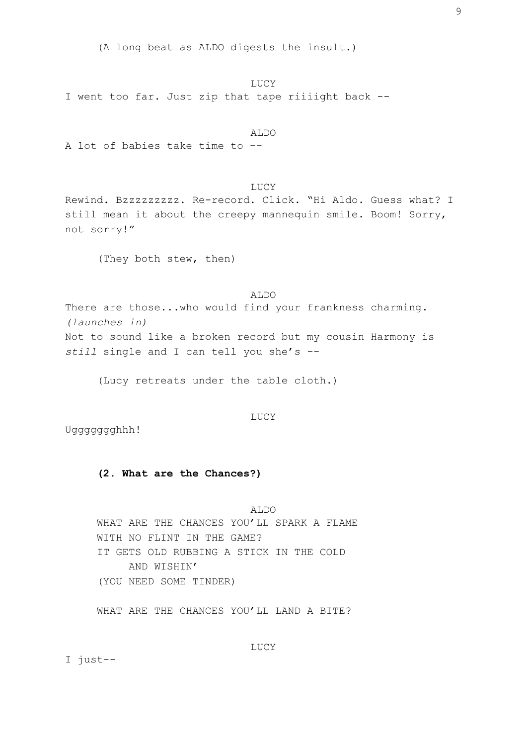(A long beat as ALDO digests the insult.)

LUCY

I went too far. Just zip that tape riiiight back --

ALDO

A lot of babies take time to --

LUCY

Rewind. Bzzzzzzzzz. Re-record. Click. "Hi Aldo. Guess what? I still mean it about the creepy mannequin smile. Boom! Sorry, not sorry!"

(They both stew, then)

ALDO

There are those...who would find your frankness charming.
*(launches in)*
Not to sound like a broken record but my cousin Harmony is *still* single and I can tell you she's --

(Lucy retreats under the table cloth.)

LUCY

Uggggggghhh!

**(2. What are the Chances?)**

ALDO

WHAT ARE THE CHANCES YOU'LL SPARK A FLAME
WITH NO FLINT IN THE GAME?
IT GETS OLD RUBBING A STICK IN THE COLD
AND WISHIN'
(YOU NEED SOME TINDER)

WHAT ARE THE CHANCES YOU'LL LAND A BITE?

LUCY

I just--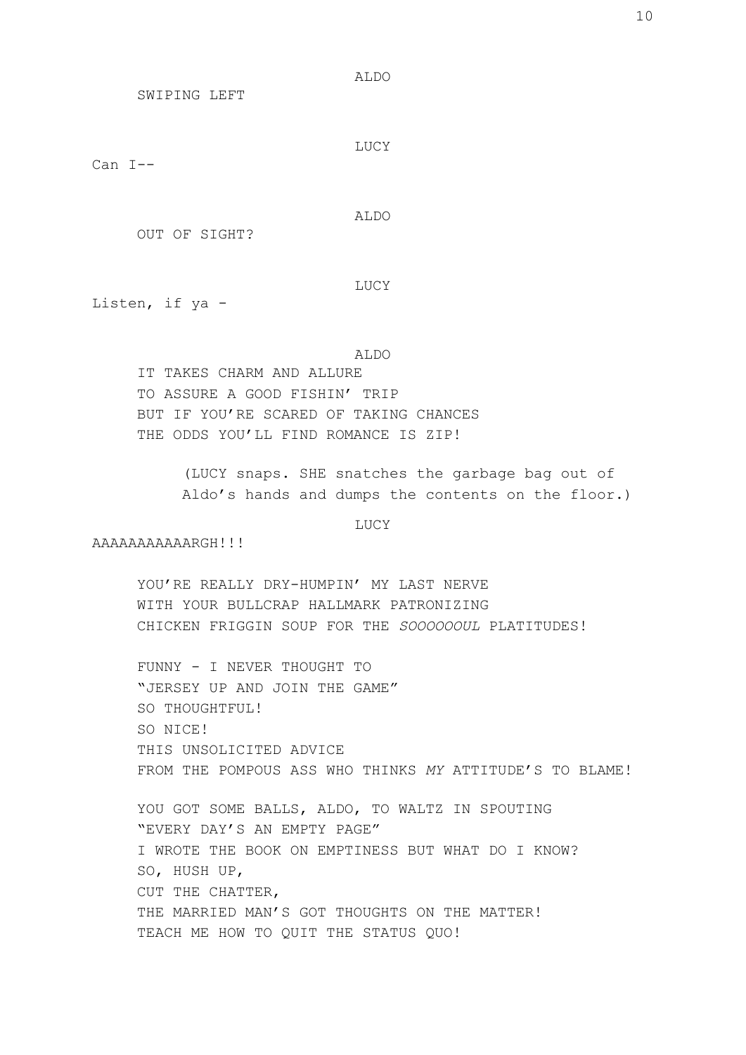ALDO

SWIPING LEFT

LUCY

Can I--

ALDO

OUT OF SIGHT?

LUCY

Listen, if ya -

ALDO

IT TAKES CHARM AND ALLURE
TO ASSURE A GOOD FISHIN' TRIP
BUT IF YOU'RE SCARED OF TAKING CHANCES
THE ODDS YOU'LL FIND ROMANCE IS ZIP!

(LUCY snaps. SHE snatches the garbage bag out of Aldo's hands and dumps the contents on the floor.)

LUCY

AAAAAAAAAAAARGH!!!

YOU'RE REALLY DRY-HUMPIN' MY LAST NERVE
WITH YOUR BULLCRAP HALLMARK PATRONIZING
CHICKEN FRIGGIN SOUP FOR THE *SOOOOOOUL* PLATITUDES!

FUNNY - I NEVER THOUGHT TO
"JERSEY UP AND JOIN THE GAME"
SO THOUGHTFUL!
SO NICE!
THIS UNSOLICITED ADVICE
FROM THE POMPOUS ASS WHO THINKS *MY* ATTITUDE'S TO BLAME!

YOU GOT SOME BALLS, ALDO, TO WALTZ IN SPOUTING
"EVERY DAY'S AN EMPTY PAGE"
I WROTE THE BOOK ON EMPTINESS BUT WHAT DO I KNOW?
SO, HUSH UP,
CUT THE CHATTER,
THE MARRIED MAN'S GOT THOUGHTS ON THE MATTER!
TEACH ME HOW TO QUIT THE STATUS QUO!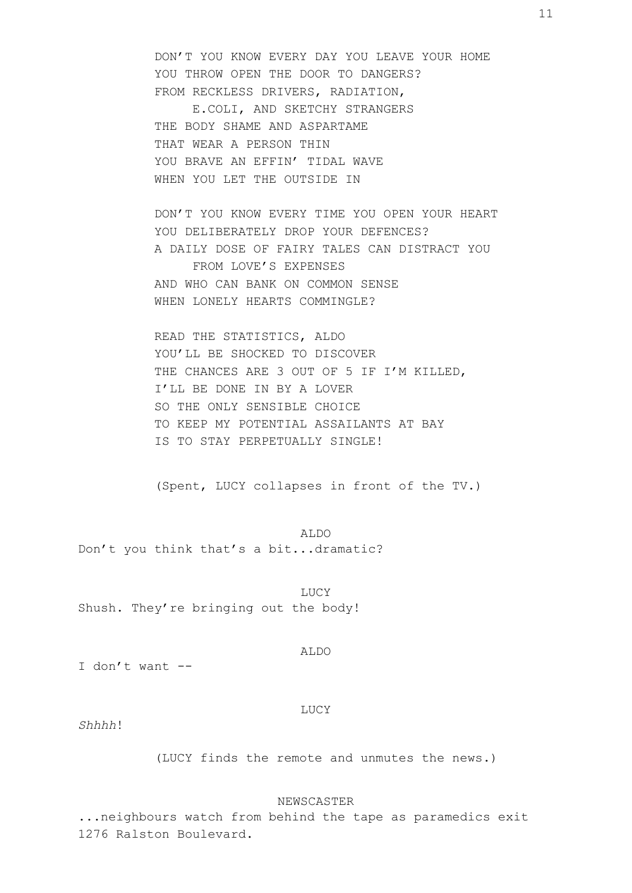DON'T YOU KNOW EVERY DAY YOU LEAVE YOUR HOME
YOU THROW OPEN THE DOOR TO DANGERS?
FROM RECKLESS DRIVERS, RADIATION,
    E.COLI, AND SKETCHY STRANGERS
THE BODY SHAME AND ASPARTAME
THAT WEAR A PERSON THIN
YOU BRAVE AN EFFIN' TIDAL WAVE
WHEN YOU LET THE OUTSIDE IN

DON'T YOU KNOW EVERY TIME YOU OPEN YOUR HEART
YOU DELIBERATELY DROP YOUR DEFENCES?
A DAILY DOSE OF FAIRY TALES CAN DISTRACT YOU
    FROM LOVE'S EXPENSES
AND WHO CAN BANK ON COMMON SENSE
WHEN LONELY HEARTS COMMINGLE?

READ THE STATISTICS, ALDO
YOU'LL BE SHOCKED TO DISCOVER
THE CHANCES ARE 3 OUT OF 5 IF I'M KILLED,
I'LL BE DONE IN BY A LOVER
SO THE ONLY SENSIBLE CHOICE
TO KEEP MY POTENTIAL ASSAILANTS AT BAY
IS TO STAY PERPETUALLY SINGLE!

(Spent, LUCY collapses in front of the TV.)

ALDO

Don't you think that's a bit...dramatic?

LUCY

Shush. They're bringing out the body!

ALDO

I don't want --

LUCY

*Shhhh*!

(LUCY finds the remote and unmutes the news.)

NEWSCASTER

...neighbours watch from behind the tape as paramedics exit 1276 Ralston Boulevard.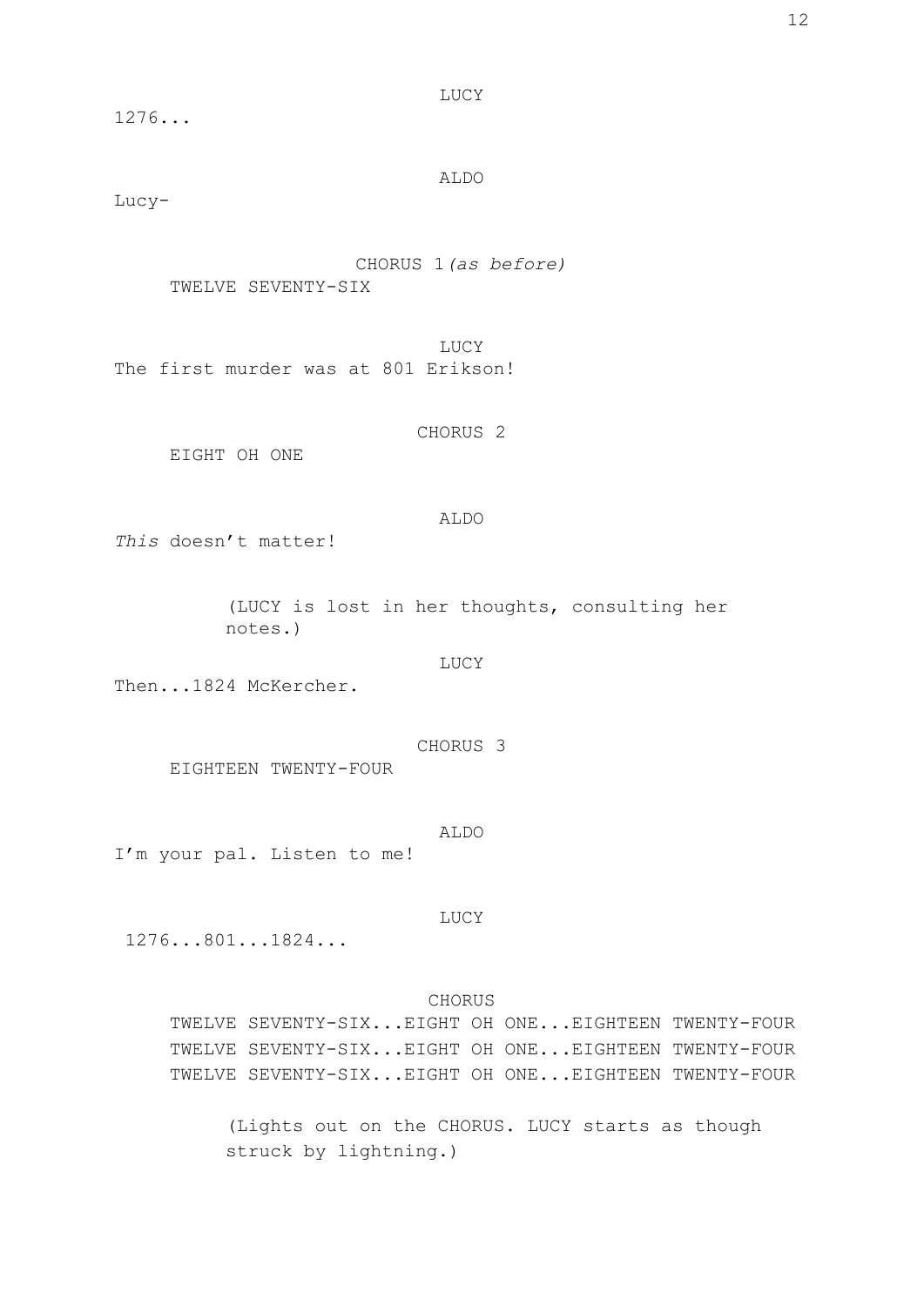LUCY

1276...

ALDO

Lucy-

CHORUS 1 *(as before)*

TWELVE SEVENTY-SIX

LUCY

The first murder was at 801 Erikson!

CHORUS 2

EIGHT OH ONE

ALDO

*This* doesn't matter!

(LUCY is lost in her thoughts, consulting her notes.)

LUCY

Then...1824 McKercher.

CHORUS 3

EIGHTEEN TWENTY-FOUR

ALDO

I'm your pal. Listen to me!

LUCY

1276...801...1824...

CHORUS

TWELVE SEVENTY-SIX...EIGHT OH ONE...EIGHTEEN TWENTY-FOUR
TWELVE SEVENTY-SIX...EIGHT OH ONE...EIGHTEEN TWENTY-FOUR
TWELVE SEVENTY-SIX...EIGHT OH ONE...EIGHTEEN TWENTY-FOUR

(Lights out on the CHORUS. LUCY starts as though struck by lightning.)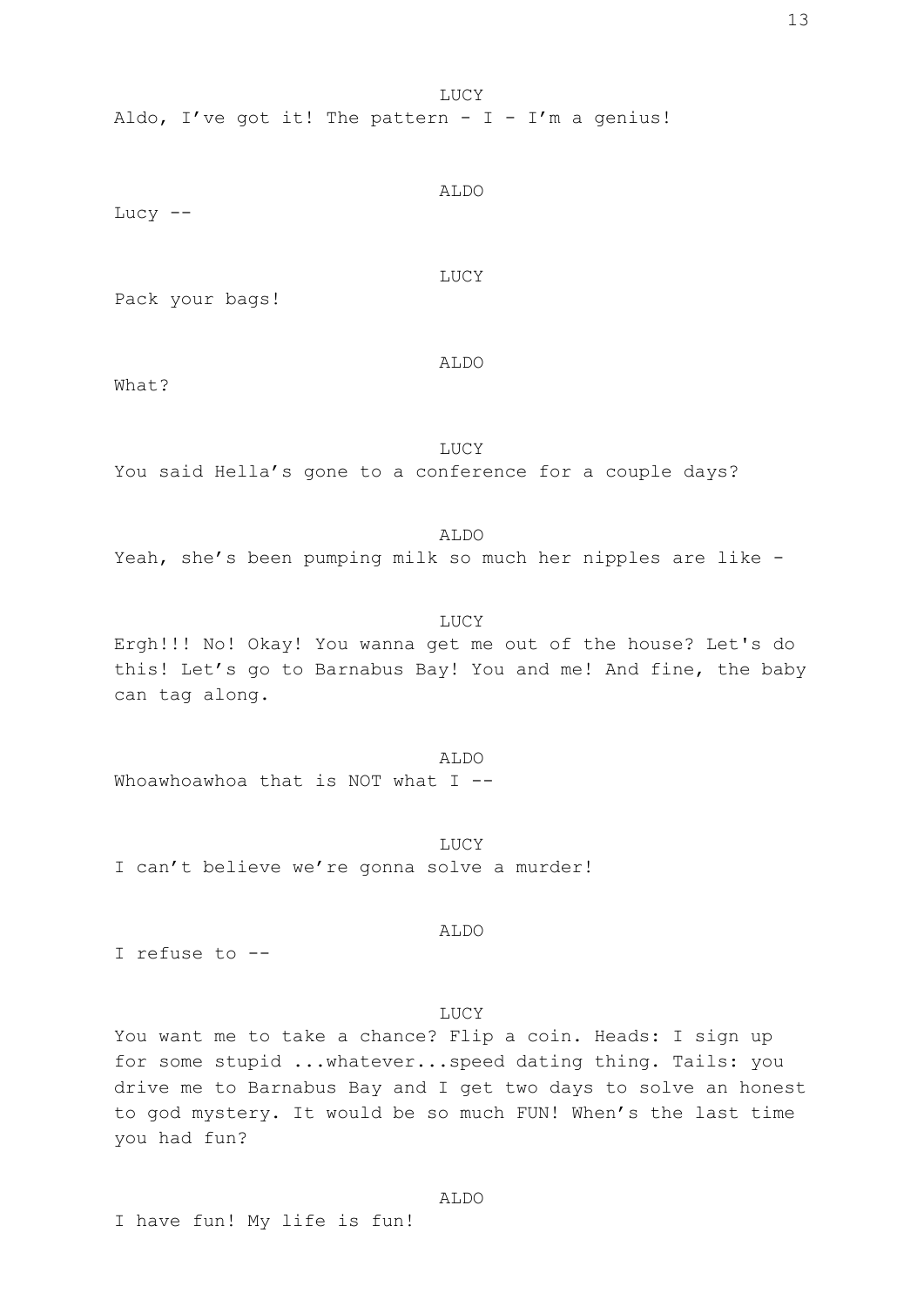LUCY

Aldo, I’ve got it! The pattern - I - I’m a genius!

ALDO

Lucy --

LUCY

Pack your bags!

ALDO

What?

LUCY

You said Hella’s gone to a conference for a couple days?

ALDO

Yeah, she’s been pumping milk so much her nipples are like -

LUCY

Ergh!!! No! Okay! You wanna get me out of the house? Let's do this! Let’s go to Barnabus Bay! You and me! And fine, the baby can tag along.

ALDO

Whoawhoawhoa that is NOT what I --

LUCY

I can’t believe we’re gonna solve a murder!

ALDO

I refuse to --

LUCY

You want me to take a chance? Flip a coin. Heads: I sign up for some stupid ...whatever...speed dating thing. Tails: you drive me to Barnabus Bay and I get two days to solve an honest to god mystery. It would be so much FUN! When’s the last time you had fun?

ALDO

I have fun! My life is fun!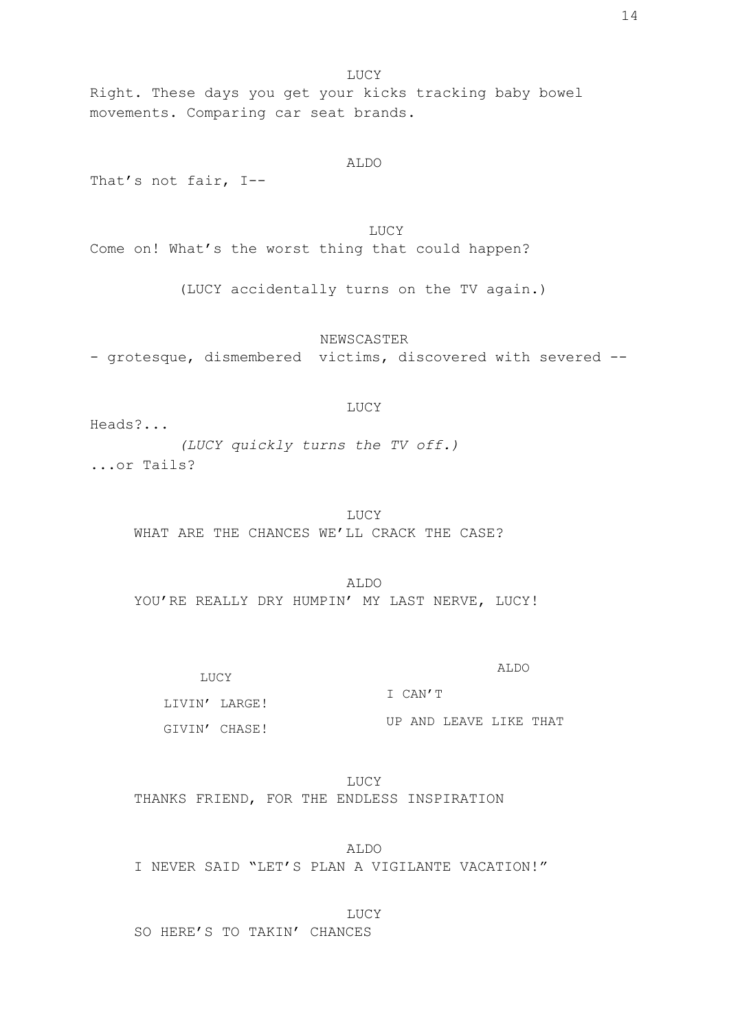LUCY

Right. These days you get your kicks tracking baby bowel movements. Comparing car seat brands.

ALDO

That's not fair, I--

LUCY

Come on! What's the worst thing that could happen?

(LUCY accidentally turns on the TV again.)

NEWSCASTER

- grotesque, dismembered victims, discovered with severed --

LUCY

Heads?...

*(LUCY quickly turns the TV off.)*

...or Tails?

LUCY

WHAT ARE THE CHANCES WE'LL CRACK THE CASE?

ALDO

YOU'RE REALLY DRY HUMPIN' MY LAST NERVE, LUCY!

| LUCY | ALDO |
| --- | --- |
| LIVIN' LARGE! | I CAN'T |
| GIVIN' CHASE! | UP AND LEAVE LIKE THAT |

LUCY

THANKS FRIEND, FOR THE ENDLESS INSPIRATION

ALDO

I NEVER SAID "LET'S PLAN A VIGILANTE VACATION!"

LUCY

SO HERE'S TO TAKIN' CHANCES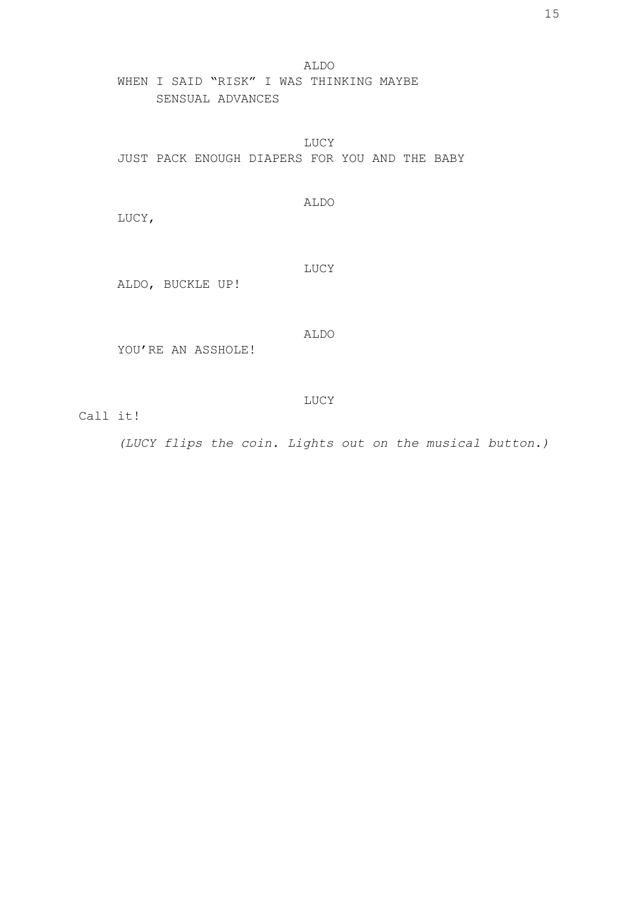ALDO

WHEN I SAID "RISK" I WAS THINKING MAYBE
SENSUAL ADVANCES

LUCY

JUST PACK ENOUGH DIAPERS FOR YOU AND THE BABY

ALDO

LUCY,

LUCY

ALDO, BUCKLE UP!

ALDO

YOU'RE AN ASSHOLE!

LUCY

Call it!

*(LUCY flips the coin. Lights out on the musical button.)*